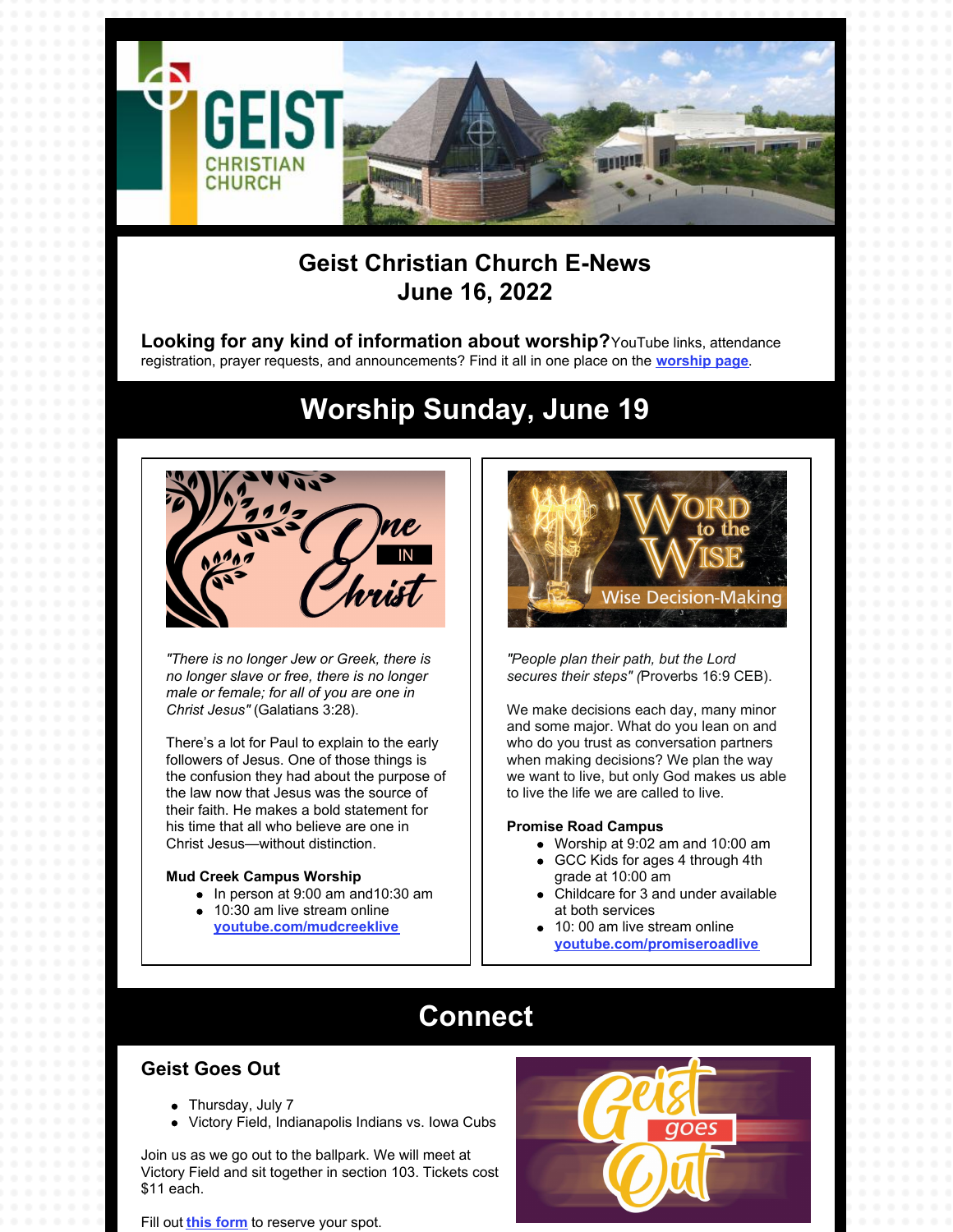# Geist Christian Church E-News
## June 16, 2022

**Looking for any kind of information about worship?** YouTube links, attendance registration, prayer requests, and announcements? Find it all in one place on the **worship page**.

# Worship Sunday, June 19

*"There is no longer Jew or Greek, there is no longer slave or free, there is no longer male or female; for all of you are one in Christ Jesus"* (Galatians 3:28).

There's a lot for Paul to explain to the early followers of Jesus. One of those things is the confusion they had about the purpose of the law now that Jesus was the source of their faith. He makes a bold statement for his time that all who believe are one in Christ Jesus—without distinction.

**Mud Creek Campus Worship**

- In person at 9:00 am and10:30 am
- 10:30 am live stream online **youtube.com/mudcreeklive**

*"People plan their path, but the Lord secures their steps" (*Proverbs 16:9 CEB).

We make decisions each day, many minor and some major. What do you lean on and who do you trust as conversation partners when making decisions? We plan the way we want to live, but only God makes us able to live the life we are called to live.

**Promise Road Campus**

- Worship at 9:02 am and 10:00 am
- GCC Kids for ages 4 through 4th grade at 10:00 am
- Childcare for 3 and under available at both services
- 10: 00 am live stream online **youtube.com/promiseroadlive**

# Connect

### Geist Goes Out

- Thursday, July 7
- Victory Field, Indianapolis Indians vs. Iowa Cubs

Join us as we go out to the ballpark. We will meet at Victory Field and sit together in section 103. Tickets cost $11 each.

Fill out **this form** to reserve your spot.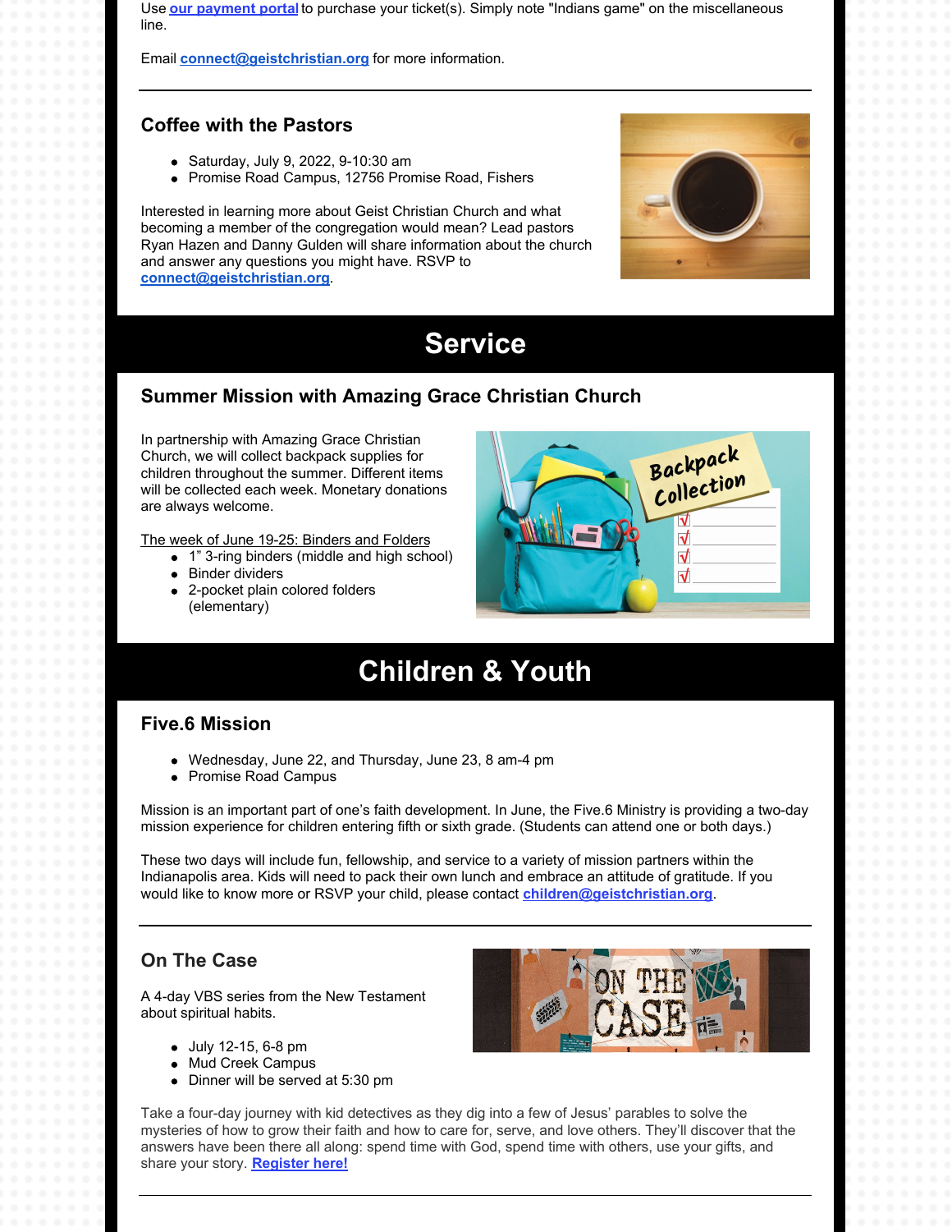Use our payment portal to purchase your ticket(s). Simply note "Indians game" on the miscellaneous line.

Email connect@geistchristian.org for more information.

---

### Coffee with the Pastors

- Saturday, July 9, 2022, 9-10:30 am
- Promise Road Campus, 12756 Promise Road, Fishers

Interested in learning more about Geist Christian Church and what becoming a member of the congregation would mean? Lead pastors Ryan Hazen and Danny Gulden will share information about the church and answer any questions you might have. RSVP to connect@geistchristian.org.

## Service

### Summer Mission with Amazing Grace Christian Church

In partnership with Amazing Grace Christian Church, we will collect backpack supplies for children throughout the summer. Different items will be collected each week. Monetary donations are always welcome.

The week of June 19-25: Binders and Folders

- 1" 3-ring binders (middle and high school)
- Binder dividers
- 2-pocket plain colored folders (elementary)

## Children & Youth

### Five.6 Mission

- Wednesday, June 22, and Thursday, June 23, 8 am-4 pm
- Promise Road Campus

Mission is an important part of one's faith development. In June, the Five.6 Ministry is providing a two-day mission experience for children entering fifth or sixth grade. (Students can attend one or both days.)

These two days will include fun, fellowship, and service to a variety of mission partners within the Indianapolis area. Kids will need to pack their own lunch and embrace an attitude of gratitude. If you would like to know more or RSVP your child, please contact children@geistchristian.org.

---

### On The Case

A 4-day VBS series from the New Testament about spiritual habits.

- July 12-15, 6-8 pm
- Mud Creek Campus
- Dinner will be served at 5:30 pm

Take a four-day journey with kid detectives as they dig into a few of Jesus' parables to solve the mysteries of how to grow their faith and how to care for, serve, and love others. They'll discover that the answers have been there all along: spend time with God, spend time with others, use your gifts, and share your story. **Register here!**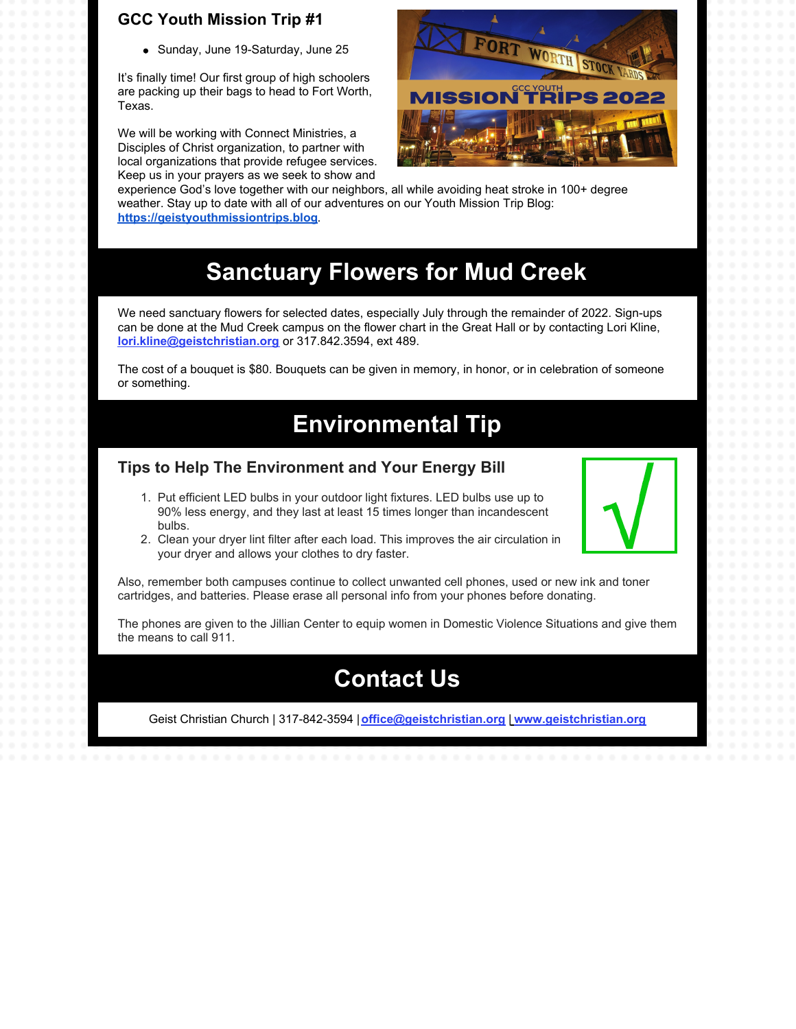### GCC Youth Mission Trip #1

- Sunday, June 19-Saturday, June 25

It's finally time! Our first group of high schoolers are packing up their bags to head to Fort Worth, Texas.

We will be working with Connect Ministries, a Disciples of Christ organization, to partner with local organizations that provide refugee services. Keep us in your prayers as we seek to show and experience God's love together with our neighbors, all while avoiding heat stroke in 100+ degree weather. Stay up to date with all of our adventures on our Youth Mission Trip Blog: **https://geistyouthmissiontrips.blog**.

## Sanctuary Flowers for Mud Creek

We need sanctuary flowers for selected dates, especially July through the remainder of 2022. Sign-ups can be done at the Mud Creek campus on the flower chart in the Great Hall or by contacting Lori Kline, **lori.kline@geistchristian.org** or 317.842.3594, ext 489.

The cost of a bouquet is $80. Bouquets can be given in memory, in honor, or in celebration of someone or something.

## Environmental Tip

### Tips to Help The Environment and Your Energy Bill

1. Put efficient LED bulbs in your outdoor light fixtures. LED bulbs use up to 90% less energy, and they last at least 15 times longer than incandescent bulbs.
2. Clean your dryer lint filter after each load. This improves the air circulation in your dryer and allows your clothes to dry faster.

Also, remember both campuses continue to collect unwanted cell phones, used or new ink and toner cartridges, and batteries. Please erase all personal info from your phones before donating.

The phones are given to the Jillian Center to equip women in Domestic Violence Situations and give them the means to call 911.

## Contact Us

Geist Christian Church | 317-842-3594 | **office@geistchristian.org** | **www.geistchristian.org**